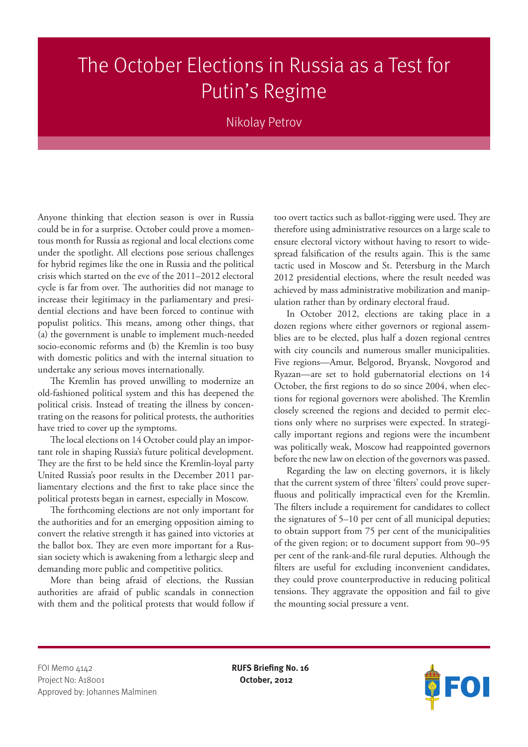# The October Elections in Russia as a Test for Putin's Regime

Nikolay Petrov

Anyone thinking that election season is over in Russia could be in for a surprise. October could prove a momentous month for Russia as regional and local elections come under the spotlight. All elections pose serious challenges for hybrid regimes like the one in Russia and the political crisis which started on the eve of the 2011–2012 electoral cycle is far from over. The authorities did not manage to increase their legitimacy in the parliamentary and presidential elections and have been forced to continue with populist politics. This means, among other things, that (a) the government is unable to implement much-needed socio-economic reforms and (b) the Kremlin is too busy with domestic politics and with the internal situation to undertake any serious moves internationally.

The Kremlin has proved unwilling to modernize an old-fashioned political system and this has deepened the political crisis. Instead of treating the illness by concentrating on the reasons for political protests, the authorities have tried to cover up the symptoms.

The local elections on 14 October could play an important role in shaping Russia's future political development. They are the first to be held since the Kremlin-loyal party United Russia's poor results in the December 2011 parliamentary elections and the first to take place since the political protests began in earnest, especially in Moscow.

The forthcoming elections are not only important for the authorities and for an emerging opposition aiming to convert the relative strength it has gained into victories at the ballot box. They are even more important for a Russian society which is awakening from a lethargic sleep and demanding more public and competitive politics.

More than being afraid of elections, the Russian authorities are afraid of public scandals in connection with them and the political protests that would follow if too overt tactics such as ballot-rigging were used. They are therefore using administrative resources on a large scale to ensure electoral victory without having to resort to widespread falsification of the results again. This is the same tactic used in Moscow and St. Petersburg in the March 2012 presidential elections, where the result needed was achieved by mass administrative mobilization and manipulation rather than by ordinary electoral fraud.

In October 2012, elections are taking place in a dozen regions where either governors or regional assemblies are to be elected, plus half a dozen regional centres with city councils and numerous smaller municipalities. Five regions—Amur, Belgorod, Bryansk, Novgorod and Ryazan—are set to hold gubernatorial elections on 14 October, the first regions to do so since 2004, when elections for regional governors were abolished. The Kremlin closely screened the regions and decided to permit elections only where no surprises were expected. In strategically important regions and regions were the incumbent was politically weak, Moscow had reappointed governors before the new law on election of the governors was passed.

Regarding the law on electing governors, it is likely that the current system of three 'filters' could prove superfluous and politically impractical even for the Kremlin. The filters include a requirement for candidates to collect the signatures of 5–10 per cent of all municipal deputies; to obtain support from 75 per cent of the municipalities of the given region; or to document support from 90–95 per cent of the rank-and-file rural deputies. Although the filters are useful for excluding inconvenient candidates, they could prove counterproductive in reducing political tensions. They aggravate the opposition and fail to give the mounting social pressure a vent.

FOI Memo 4142
Project No: A18001
Approved by: Johannes Malminen

**RUFS Briefing No. 16**
**October, 2012**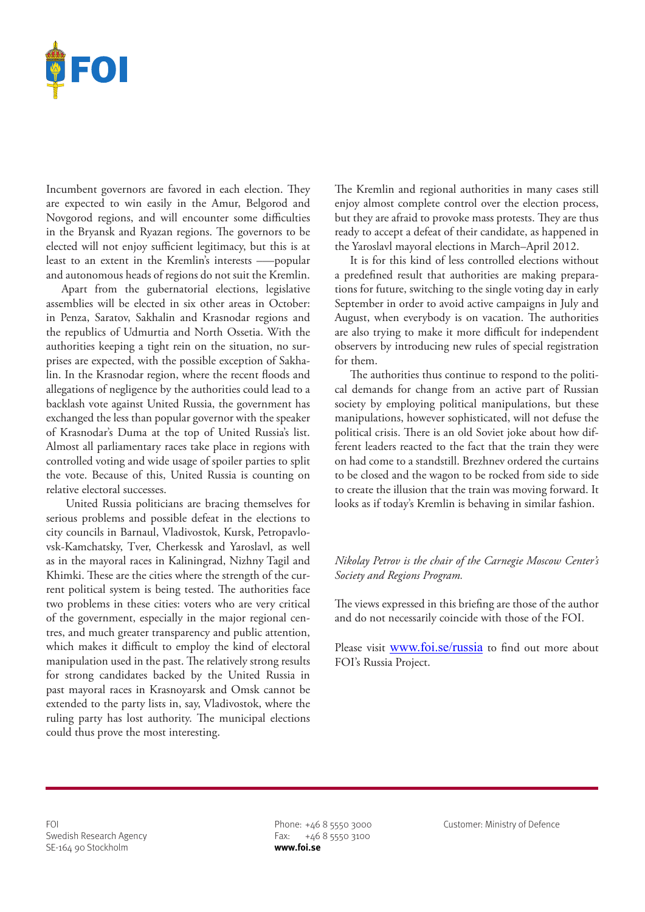Incumbent governors are favored in each election. They are expected to win easily in the Amur, Belgorod and Novgorod regions, and will encounter some difficulties in the Bryansk and Ryazan regions. The governors to be elected will not enjoy sufficient legitimacy, but this is at least to an extent in the Kremlin's interests —–popular and autonomous heads of regions do not suit the Kremlin.

Apart from the gubernatorial elections, legislative assemblies will be elected in six other areas in October: in Penza, Saratov, Sakhalin and Krasnodar regions and the republics of Udmurtia and North Ossetia. With the authorities keeping a tight rein on the situation, no surprises are expected, with the possible exception of Sakhalin. In the Krasnodar region, where the recent floods and allegations of negligence by the authorities could lead to a backlash vote against United Russia, the government has exchanged the less than popular governor with the speaker of Krasnodar's Duma at the top of United Russia's list. Almost all parliamentary races take place in regions with controlled voting and wide usage of spoiler parties to split the vote. Because of this, United Russia is counting on relative electoral successes.

United Russia politicians are bracing themselves for serious problems and possible defeat in the elections to city councils in Barnaul, Vladivostok, Kursk, Petropavlovsk-Kamchatsky, Tver, Cherkessk and Yaroslavl, as well as in the mayoral races in Kaliningrad, Nizhny Tagil and Khimki. These are the cities where the strength of the current political system is being tested. The authorities face two problems in these cities: voters who are very critical of the government, especially in the major regional centres, and much greater transparency and public attention, which makes it difficult to employ the kind of electoral manipulation used in the past. The relatively strong results for strong candidates backed by the United Russia in past mayoral races in Krasnoyarsk and Omsk cannot be extended to the party lists in, say, Vladivostok, where the ruling party has lost authority. The municipal elections could thus prove the most interesting.

The Kremlin and regional authorities in many cases still enjoy almost complete control over the election process, but they are afraid to provoke mass protests. They are thus ready to accept a defeat of their candidate, as happened in the Yaroslavl mayoral elections in March–April 2012.

It is for this kind of less controlled elections without a predefined result that authorities are making preparations for future, switching to the single voting day in early September in order to avoid active campaigns in July and August, when everybody is on vacation. The authorities are also trying to make it more difficult for independent observers by introducing new rules of special registration for them.

The authorities thus continue to respond to the political demands for change from an active part of Russian society by employing political manipulations, but these manipulations, however sophisticated, will not defuse the political crisis. There is an old Soviet joke about how different leaders reacted to the fact that the train they were on had come to a standstill. Brezhnev ordered the curtains to be closed and the wagon to be rocked from side to side to create the illusion that the train was moving forward. It looks as if today's Kremlin is behaving in similar fashion.

*Nikolay Petrov is the chair of the Carnegie Moscow Center's Society and Regions Program.*

The views expressed in this briefing are those of the author and do not necessarily coincide with those of the FOI.

Please visit www.foi.se/russia to find out more about FOI's Russia Project.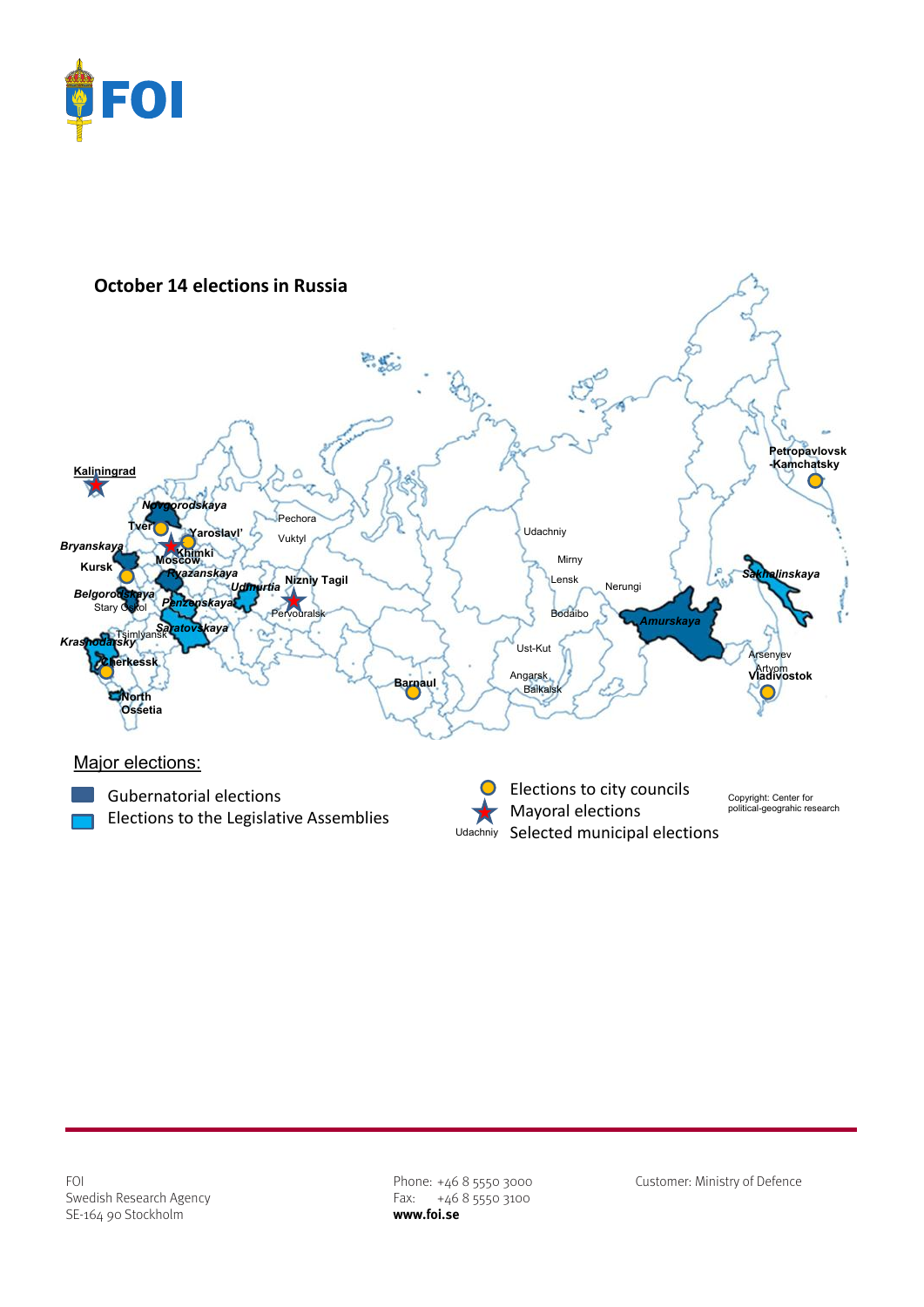## October 14 elections in Russia

Kaliningrad, Novgorodskaya, Tver, Yaroslavl', Bryanskaya, Khimki, Moscow, Kursk, Ryazanskaya, Belgorodskaya, Stary Oskol, Penzenskaya, Udmurtia, Nizniy Tagil, Pervouralsk, Saratovskaya, Tsimlyansk, Krasnodarsky, Cherkessk, North Ossetia, Pechora, Vuktyl, Barnaul, Udachniy, Mirny, Lensk, Nerungi, Bodaibo, Ust-Kut, Angarsk, Baikalsk, Amurskaya, Sakhalinskaya, Petropavlovsk-Kamchatsky, Arsenyev, Artyom, Vladivostok

Major elections:

- Gubernatorial elections
- Elections to the Legislative Assemblies
- Elections to city councils
- Mayoral elections
- Udachniy — Selected municipal elections

Copyright: Center for political-geograhic research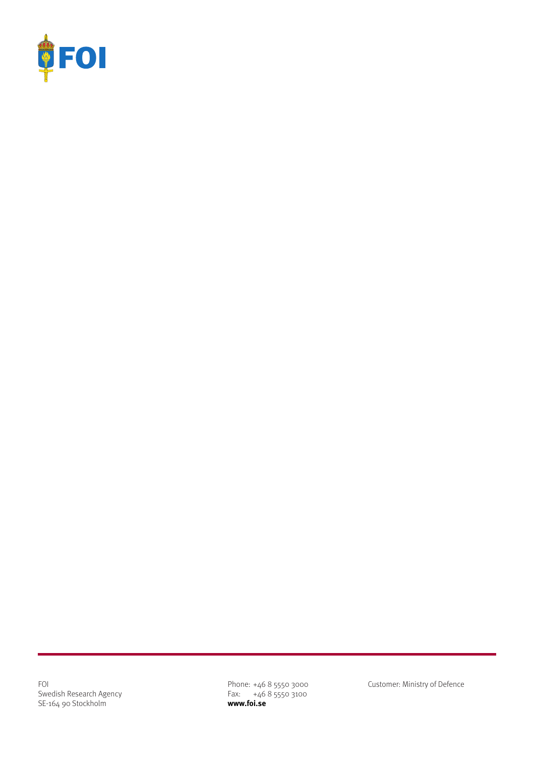FOI
Swedish Research Agency
SE-164 90 Stockholm

Phone: +46 8 5550 3000
Fax: +46 8 5550 3100
**www.foi.se**

Customer: Ministry of Defence